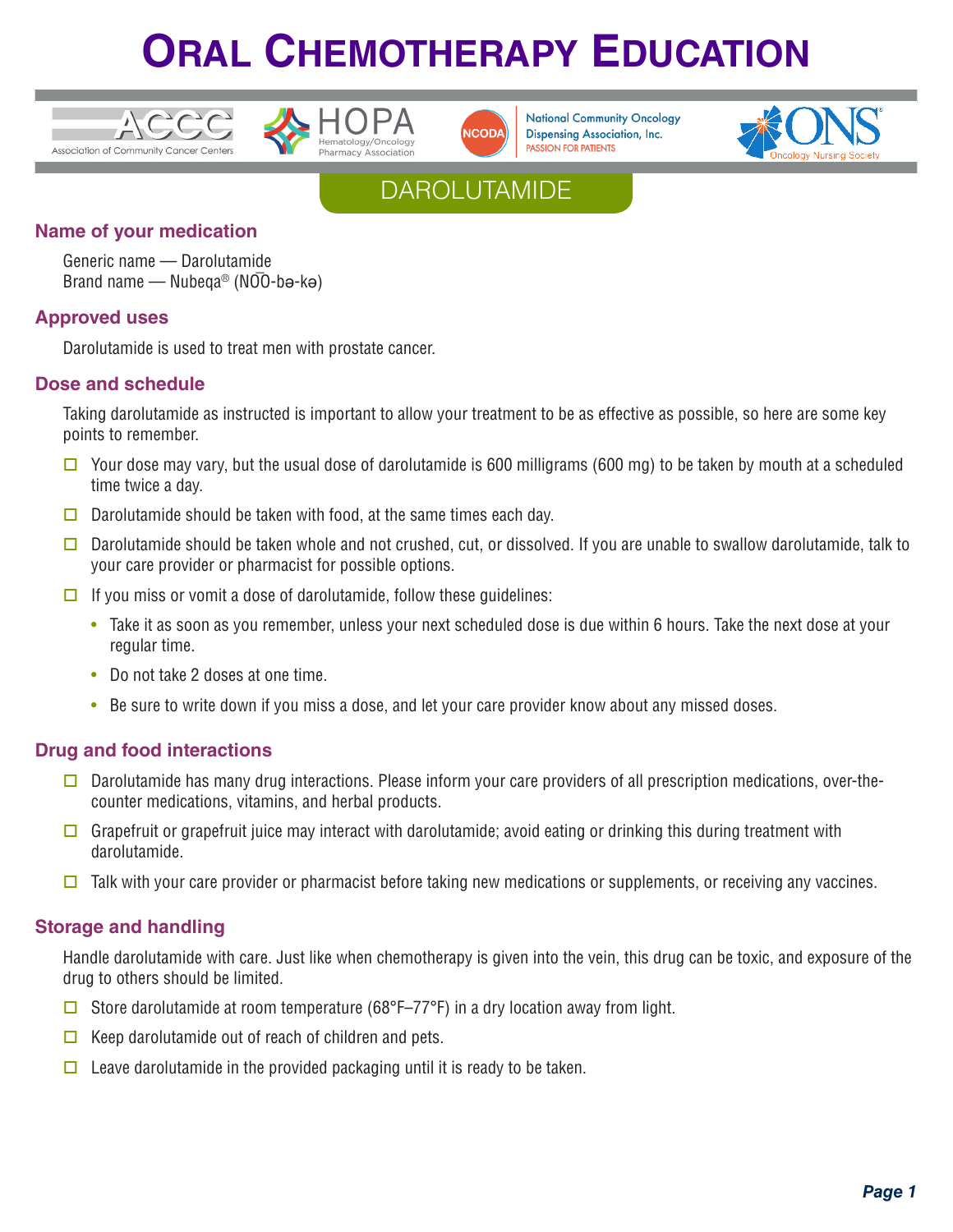# Oral Chemotherapy Education

Association of Community Cancer Centers | HOPA Hematology/Oncology Pharmacy Association | NCODA National Community Oncology Dispensing Association, Inc. PASSION FOR PATIENTS | ONS Oncology Nursing Society

## DAROLUTAMIDE

### Name of your medication

Generic name — Darolutamide
Brand name — Nubeqa® (NŌŌ-bə-kə)

### Approved uses

Darolutamide is used to treat men with prostate cancer.

### Dose and schedule

Taking darolutamide as instructed is important to allow your treatment to be as effective as possible, so here are some key points to remember.

- ☐ Your dose may vary, but the usual dose of darolutamide is 600 milligrams (600 mg) to be taken by mouth at a scheduled time twice a day.
- ☐ Darolutamide should be taken with food, at the same times each day.
- ☐ Darolutamide should be taken whole and not crushed, cut, or dissolved. If you are unable to swallow darolutamide, talk to your care provider or pharmacist for possible options.
- ☐ If you miss or vomit a dose of darolutamide, follow these guidelines:
  - Take it as soon as you remember, unless your next scheduled dose is due within 6 hours. Take the next dose at your regular time.
  - Do not take 2 doses at one time.
  - Be sure to write down if you miss a dose, and let your care provider know about any missed doses.

### Drug and food interactions

- ☐ Darolutamide has many drug interactions. Please inform your care providers of all prescription medications, over-the-counter medications, vitamins, and herbal products.
- ☐ Grapefruit or grapefruit juice may interact with darolutamide; avoid eating or drinking this during treatment with darolutamide.
- ☐ Talk with your care provider or pharmacist before taking new medications or supplements, or receiving any vaccines.

### Storage and handling

Handle darolutamide with care. Just like when chemotherapy is given into the vein, this drug can be toxic, and exposure of the drug to others should be limited.

- ☐ Store darolutamide at room temperature (68°F–77°F) in a dry location away from light.
- ☐ Keep darolutamide out of reach of children and pets.
- ☐ Leave darolutamide in the provided packaging until it is ready to be taken.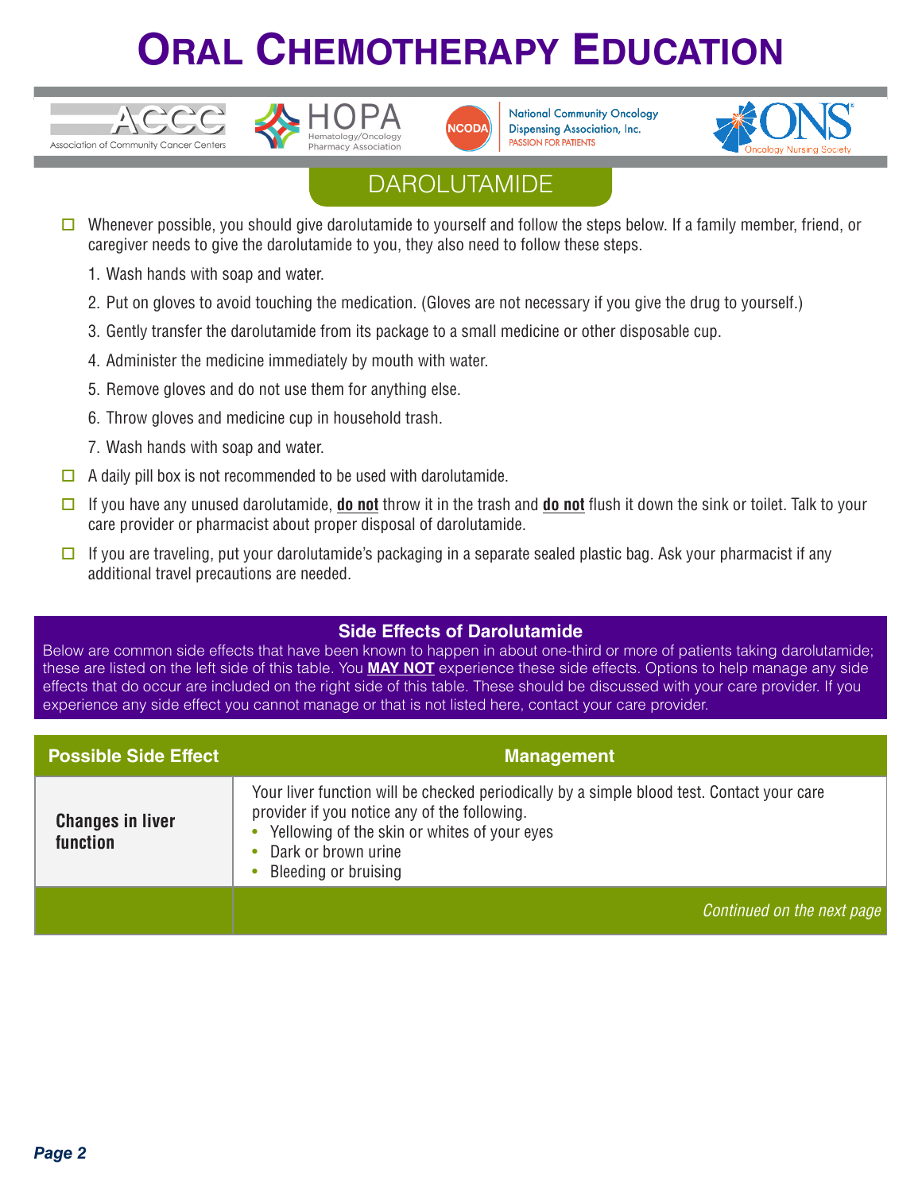# ORAL CHEMOTHERAPY EDUCATION

## DAROLUTAMIDE

- ☐ Whenever possible, you should give darolutamide to yourself and follow the steps below. If a family member, friend, or caregiver needs to give the darolutamide to you, they also need to follow these steps.
  1. Wash hands with soap and water.
  2. Put on gloves to avoid touching the medication. (Gloves are not necessary if you give the drug to yourself.)
  3. Gently transfer the darolutamide from its package to a small medicine or other disposable cup.
  4. Administer the medicine immediately by mouth with water.
  5. Remove gloves and do not use them for anything else.
  6. Throw gloves and medicine cup in household trash.
  7. Wash hands with soap and water.
- ☐ A daily pill box is not recommended to be used with darolutamide.
- ☐ If you have any unused darolutamide, **do not** throw it in the trash and **do not** flush it down the sink or toilet. Talk to your care provider or pharmacist about proper disposal of darolutamide.
- ☐ If you are traveling, put your darolutamide's packaging in a separate sealed plastic bag. Ask your pharmacist if any additional travel precautions are needed.

### Side Effects of Darolutamide

Below are common side effects that have been known to happen in about one-third or more of patients taking darolutamide; these are listed on the left side of this table. You **MAY NOT** experience these side effects. Options to help manage any side effects that do occur are included on the right side of this table. These should be discussed with your care provider. If you experience any side effect you cannot manage or that is not listed here, contact your care provider.

| Possible Side Effect | Management |
|---|---|
| **Changes in liver function** | Your liver function will be checked periodically by a simple blood test. Contact your care provider if you notice any of the following.<br>• Yellowing of the skin or whites of your eyes<br>• Dark or brown urine<br>• Bleeding or bruising |
| | *Continued on the next page* |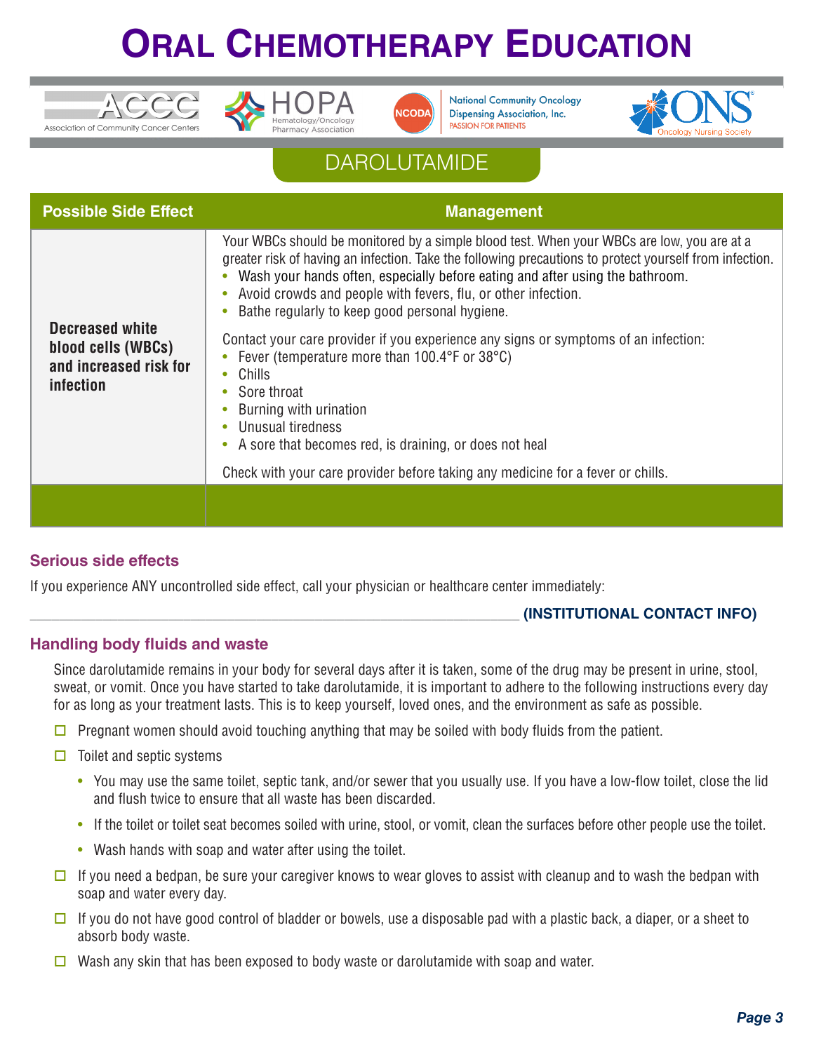# Oral Chemotherapy Education

## DAROLUTAMIDE

| Possible Side Effect | Management |
|---|---|
| **Decreased white blood cells (WBCs) and increased risk for infection** | Your WBCs should be monitored by a simple blood test. When your WBCs are low, you are at a greater risk of having an infection. Take the following precautions to protect yourself from infection.<br>• Wash your hands often, especially before eating and after using the bathroom.<br>• Avoid crowds and people with fevers, flu, or other infection.<br>• Bathe regularly to keep good personal hygiene.<br><br>Contact your care provider if you experience any signs or symptoms of an infection:<br>• Fever (temperature more than 100.4°F or 38°C)<br>• Chills<br>• Sore throat<br>• Burning with urination<br>• Unusual tiredness<br>• A sore that becomes red, is draining, or does not heal<br><br>Check with your care provider before taking any medicine for a fever or chills. |
| | |

### Serious side effects

If you experience ANY uncontrolled side effect, call your physician or healthcare center immediately:

_______________________________________________ **(INSTITUTIONAL CONTACT INFO)**

### Handling body fluids and waste

Since darolutamide remains in your body for several days after it is taken, some of the drug may be present in urine, stool, sweat, or vomit. Once you have started to take darolutamide, it is important to adhere to the following instructions every day for as long as your treatment lasts. This is to keep yourself, loved ones, and the environment as safe as possible.

- ☐ Pregnant women should avoid touching anything that may be soiled with body fluids from the patient.
- ☐ Toilet and septic systems
  - You may use the same toilet, septic tank, and/or sewer that you usually use. If you have a low-flow toilet, close the lid and flush twice to ensure that all waste has been discarded.
  - If the toilet or toilet seat becomes soiled with urine, stool, or vomit, clean the surfaces before other people use the toilet.
  - Wash hands with soap and water after using the toilet.
- ☐ If you need a bedpan, be sure your caregiver knows to wear gloves to assist with cleanup and to wash the bedpan with soap and water every day.
- ☐ If you do not have good control of bladder or bowels, use a disposable pad with a plastic back, a diaper, or a sheet to absorb body waste.
- ☐ Wash any skin that has been exposed to body waste or darolutamide with soap and water.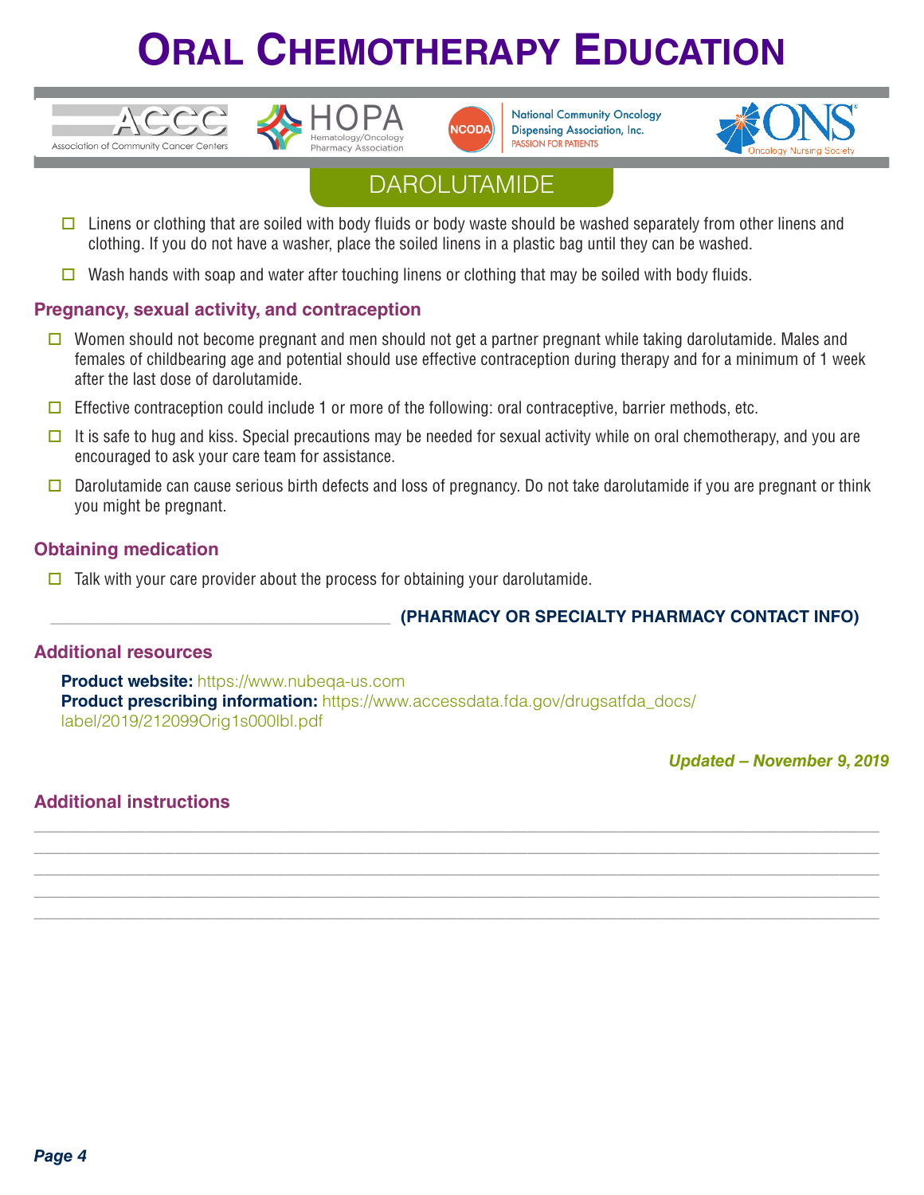- Linens or clothing that are soiled with body fluids or body waste should be washed separately from other linens and clothing. If you do not have a washer, place the soiled linens in a plastic bag until they can be washed.
- Wash hands with soap and water after touching linens or clothing that may be soiled with body fluids.

## Pregnancy, sexual activity, and contraception

- Women should not become pregnant and men should not get a partner pregnant while taking darolutamide. Males and females of childbearing age and potential should use effective contraception during therapy and for a minimum of 1 week after the last dose of darolutamide.
- Effective contraception could include 1 or more of the following: oral contraceptive, barrier methods, etc.
- It is safe to hug and kiss. Special precautions may be needed for sexual activity while on oral chemotherapy, and you are encouraged to ask your care team for assistance.
- Darolutamide can cause serious birth defects and loss of pregnancy. Do not take darolutamide if you are pregnant or think you might be pregnant.

## Obtaining medication

- Talk with your care provider about the process for obtaining your darolutamide.

_______________________________________ **(PHARMACY OR SPECIALTY PHARMACY CONTACT INFO)**

## Additional resources

**Product website:** https://www.nubeqa-us.com
**Product prescribing information:** https://www.accessdata.fda.gov/drugsatfda_docs/label/2019/212099Orig1s000lbl.pdf

***Updated – November 9, 2019***

## Additional instructions

_______________________________________________________________________________

_______________________________________________________________________________

_______________________________________________________________________________

_______________________________________________________________________________

_______________________________________________________________________________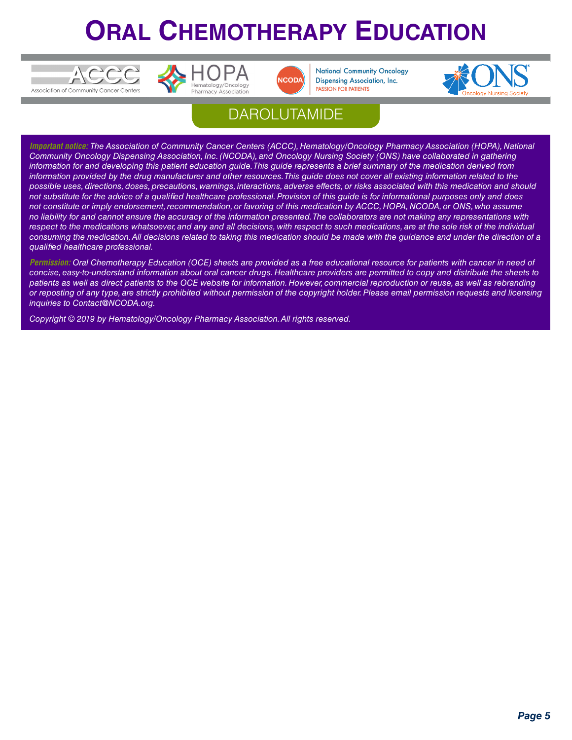# Oral Chemotherapy Education

Association of Community Cancer Centers

HOPA Hematology/Oncology Pharmacy Association

National Community Oncology Dispensing Association, Inc. PASSION FOR PATIENTS

Oncology Nursing Society

## DAROLUTAMIDE

***Important notice:*** *The Association of Community Cancer Centers (ACCC), Hematology/Oncology Pharmacy Association (HOPA), National Community Oncology Dispensing Association, Inc. (NCODA), and Oncology Nursing Society (ONS) have collaborated in gathering information for and developing this patient education guide. This guide represents a brief summary of the medication derived from information provided by the drug manufacturer and other resources. This guide does not cover all existing information related to the possible uses, directions, doses, precautions, warnings, interactions, adverse effects, or risks associated with this medication and should not substitute for the advice of a qualified healthcare professional. Provision of this guide is for informational purposes only and does not constitute or imply endorsement, recommendation, or favoring of this medication by ACCC, HOPA, NCODA, or ONS, who assume no liability for and cannot ensure the accuracy of the information presented. The collaborators are not making any representations with respect to the medications whatsoever, and any and all decisions, with respect to such medications, are at the sole risk of the individual consuming the medication. All decisions related to taking this medication should be made with the guidance and under the direction of a qualified healthcare professional.*

***Permission:*** *Oral Chemotherapy Education (OCE) sheets are provided as a free educational resource for patients with cancer in need of concise, easy-to-understand information about oral cancer drugs. Healthcare providers are permitted to copy and distribute the sheets to patients as well as direct patients to the OCE website for information. However, commercial reproduction or reuse, as well as rebranding or reposting of any type, are strictly prohibited without permission of the copyright holder. Please email permission requests and licensing inquiries to Contact@NCODA.org.*

*Copyright © 2019 by Hematology/Oncology Pharmacy Association. All rights reserved.*